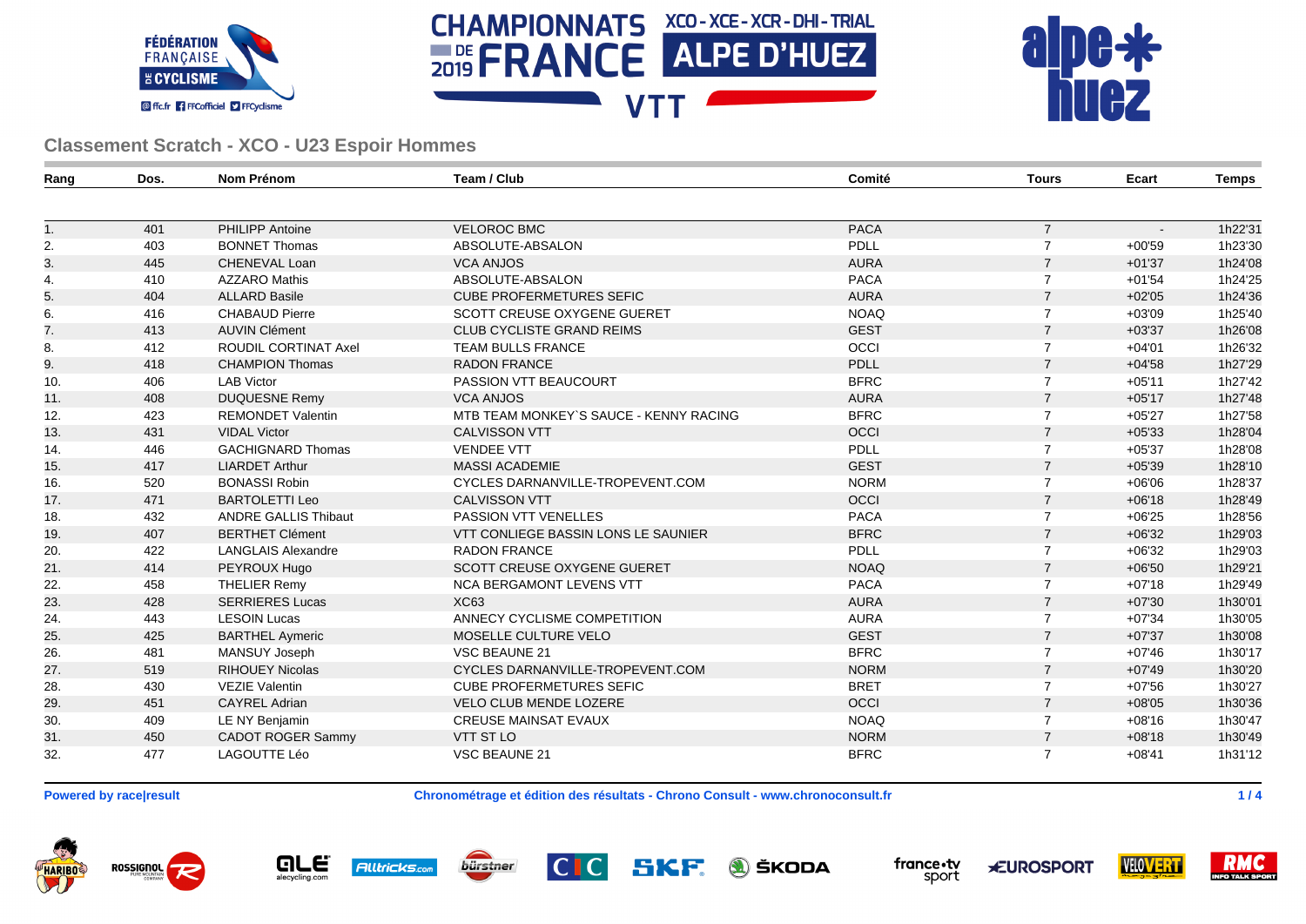# CHAMPIONNATS DE FRANCE 2019 VTT

XCO - XCE - XCR - DHI - TRIAL ALPE D'HUEZ

## Classement Scratch - XCO - U23 Espoir Hommes

| Rang | Dos. | Nom Prénom | Team / Club | Comité | Tours | Ecart | Temps |
|---|---|---|---|---|---|---|---|
| 1. | 401 | PHILIPP Antoine | VELOROC BMC | PACA | 7 | - | 1h22'31 |
| 2. | 403 | BONNET Thomas | ABSOLUTE-ABSALON | PDLL | 7 | +00'59 | 1h23'30 |
| 3. | 445 | CHENEVAL Loan | VCA ANJOS | AURA | 7 | +01'37 | 1h24'08 |
| 4. | 410 | AZZARO Mathis | ABSOLUTE-ABSALON | PACA | 7 | +01'54 | 1h24'25 |
| 5. | 404 | ALLARD Basile | CUBE PROFERMETURES SEFIC | AURA | 7 | +02'05 | 1h24'36 |
| 6. | 416 | CHABAUD Pierre | SCOTT CREUSE OXYGENE GUERET | NOAQ | 7 | +03'09 | 1h25'40 |
| 7. | 413 | AUVIN Clément | CLUB CYCLISTE GRAND REIMS | GEST | 7 | +03'37 | 1h26'08 |
| 8. | 412 | ROUDIL CORTINAT Axel | TEAM BULLS FRANCE | OCCI | 7 | +04'01 | 1h26'32 |
| 9. | 418 | CHAMPION Thomas | RADON FRANCE | PDLL | 7 | +04'58 | 1h27'29 |
| 10. | 406 | LAB Victor | PASSION VTT BEAUCOURT | BFRC | 7 | +05'11 | 1h27'42 |
| 11. | 408 | DUQUESNE Remy | VCA ANJOS | AURA | 7 | +05'17 | 1h27'48 |
| 12. | 423 | REMONDET Valentin | MTB TEAM MONKEY`S SAUCE - KENNY RACING | BFRC | 7 | +05'27 | 1h27'58 |
| 13. | 431 | VIDAL Victor | CALVISSON VTT | OCCI | 7 | +05'33 | 1h28'04 |
| 14. | 446 | GACHIGNARD Thomas | VENDEE VTT | PDLL | 7 | +05'37 | 1h28'08 |
| 15. | 417 | LIARDET Arthur | MASSI ACADEMIE | GEST | 7 | +05'39 | 1h28'10 |
| 16. | 520 | BONASSI Robin | CYCLES DARNANVILLE-TROPEVENT.COM | NORM | 7 | +06'06 | 1h28'37 |
| 17. | 471 | BARTOLETTI Leo | CALVISSON VTT | OCCI | 7 | +06'18 | 1h28'49 |
| 18. | 432 | ANDRE GALLIS Thibaut | PASSION VTT VENELLES | PACA | 7 | +06'25 | 1h28'56 |
| 19. | 407 | BERTHET Clément | VTT CONLIEGE BASSIN LONS LE SAUNIER | BFRC | 7 | +06'32 | 1h29'03 |
| 20. | 422 | LANGLAIS Alexandre | RADON FRANCE | PDLL | 7 | +06'32 | 1h29'03 |
| 21. | 414 | PEYROUX Hugo | SCOTT CREUSE OXYGENE GUERET | NOAQ | 7 | +06'50 | 1h29'21 |
| 22. | 458 | THELIER Remy | NCA BERGAMONT LEVENS VTT | PACA | 7 | +07'18 | 1h29'49 |
| 23. | 428 | SERRIERES Lucas | XC63 | AURA | 7 | +07'30 | 1h30'01 |
| 24. | 443 | LESOIN Lucas | ANNECY CYCLISME COMPETITION | AURA | 7 | +07'34 | 1h30'05 |
| 25. | 425 | BARTHEL Aymeric | MOSELLE CULTURE VELO | GEST | 7 | +07'37 | 1h30'08 |
| 26. | 481 | MANSUY Joseph | VSC BEAUNE 21 | BFRC | 7 | +07'46 | 1h30'17 |
| 27. | 519 | RIHOUEY Nicolas | CYCLES DARNANVILLE-TROPEVENT.COM | NORM | 7 | +07'49 | 1h30'20 |
| 28. | 430 | VEZIE Valentin | CUBE PROFERMETURES SEFIC | BRET | 7 | +07'56 | 1h30'27 |
| 29. | 451 | CAYREL Adrian | VELO CLUB MENDE LOZERE | OCCI | 7 | +08'05 | 1h30'36 |
| 30. | 409 | LE NY Benjamin | CREUSE MAINSAT EVAUX | NOAQ | 7 | +08'16 | 1h30'47 |
| 31. | 450 | CADOT ROGER Sammy | VTT ST LO | NORM | 7 | +08'18 | 1h30'49 |
| 32. | 477 | LAGOUTTE Léo | VSC BEAUNE 21 | BFRC | 7 | +08'41 | 1h31'12 |

**Powered by race|result** **Chronométrage et édition des résultats - Chrono Consult - www.chronoconsult.fr**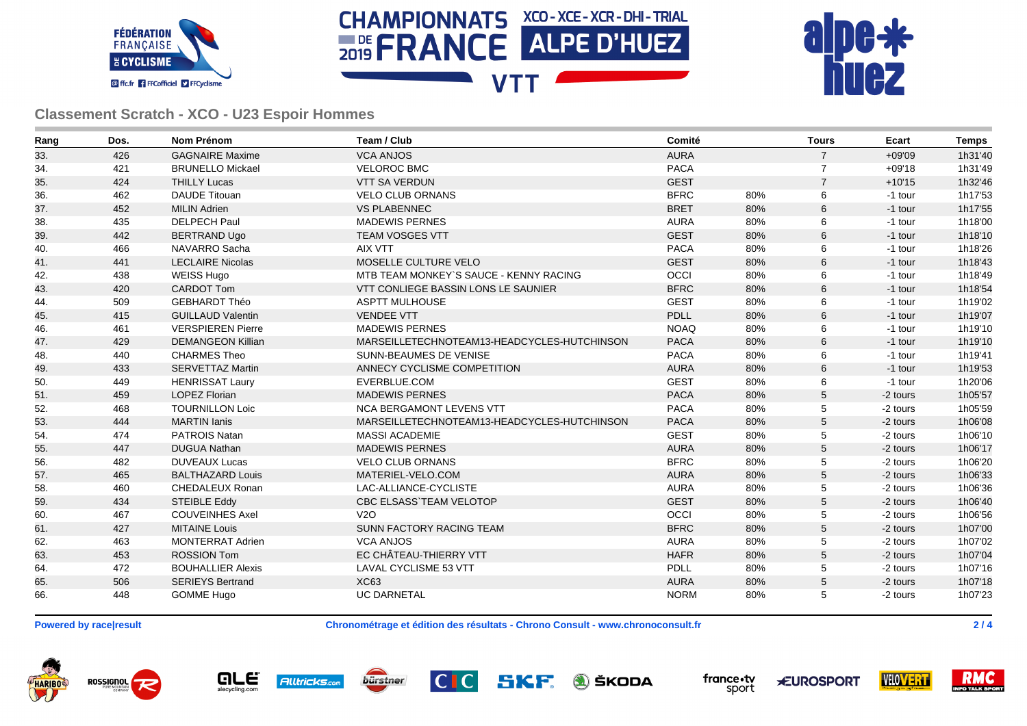## Classement Scratch - XCO - U23 Espoir Hommes

| Rang | Dos. | Nom Prénom | Team / Club | Comité | | Tours | Ecart | Temps |
|---|---|---|---|---|---|---|---|---|
| 33. | 426 | GAGNAIRE Maxime | VCA ANJOS | AURA | | 7 | +09'09 | 1h31'40 |
| 34. | 421 | BRUNELLO Mickael | VELOROC BMC | PACA | | 7 | +09'18 | 1h31'49 |
| 35. | 424 | THILLY Lucas | VTT SA VERDUN | GEST | | 7 | +10'15 | 1h32'46 |
| 36. | 462 | DAUDE Titouan | VELO CLUB ORNANS | BFRC | 80% | 6 | -1 tour | 1h17'53 |
| 37. | 452 | MILIN Adrien | VS PLABENNEC | BRET | 80% | 6 | -1 tour | 1h17'55 |
| 38. | 435 | DELPECH Paul | MADEWIS PERNES | AURA | 80% | 6 | -1 tour | 1h18'00 |
| 39. | 442 | BERTRAND Ugo | TEAM VOSGES VTT | GEST | 80% | 6 | -1 tour | 1h18'10 |
| 40. | 466 | NAVARRO Sacha | AIX VTT | PACA | 80% | 6 | -1 tour | 1h18'26 |
| 41. | 441 | LECLAIRE Nicolas | MOSELLE CULTURE VELO | GEST | 80% | 6 | -1 tour | 1h18'43 |
| 42. | 438 | WEISS Hugo | MTB TEAM MONKEY`S SAUCE - KENNY RACING | OCCI | 80% | 6 | -1 tour | 1h18'49 |
| 43. | 420 | CARDOT Tom | VTT CONLIEGE BASSIN LONS LE SAUNIER | BFRC | 80% | 6 | -1 tour | 1h18'54 |
| 44. | 509 | GEBHARDT Théo | ASPTT MULHOUSE | GEST | 80% | 6 | -1 tour | 1h19'02 |
| 45. | 415 | GUILLAUD Valentin | VENDEE VTT | PDLL | 80% | 6 | -1 tour | 1h19'07 |
| 46. | 461 | VERSPIEREN Pierre | MADEWIS PERNES | NOAQ | 80% | 6 | -1 tour | 1h19'10 |
| 47. | 429 | DEMANGEON Killian | MARSEILLETECHNOTEAM13-HEADCYCLES-HUTCHINSON | PACA | 80% | 6 | -1 tour | 1h19'10 |
| 48. | 440 | CHARMES Theo | SUNN-BEAUMES DE VENISE | PACA | 80% | 6 | -1 tour | 1h19'41 |
| 49. | 433 | SERVETTAZ Martin | ANNECY CYCLISME COMPETITION | AURA | 80% | 6 | -1 tour | 1h19'53 |
| 50. | 449 | HENRISSAT Laury | EVERBLUE.COM | GEST | 80% | 6 | -1 tour | 1h20'06 |
| 51. | 459 | LOPEZ Florian | MADEWIS PERNES | PACA | 80% | 5 | -2 tours | 1h05'57 |
| 52. | 468 | TOURNILLON Loic | NCA BERGAMONT LEVENS VTT | PACA | 80% | 5 | -2 tours | 1h05'59 |
| 53. | 444 | MARTIN Ianis | MARSEILLETECHNOTEAM13-HEADCYCLES-HUTCHINSON | PACA | 80% | 5 | -2 tours | 1h06'08 |
| 54. | 474 | PATROIS Natan | MASSI ACADEMIE | GEST | 80% | 5 | -2 tours | 1h06'10 |
| 55. | 447 | DUGUA Nathan | MADEWIS PERNES | AURA | 80% | 5 | -2 tours | 1h06'17 |
| 56. | 482 | DUVEAUX Lucas | VELO CLUB ORNANS | BFRC | 80% | 5 | -2 tours | 1h06'20 |
| 57. | 465 | BALTHAZARD Louis | MATERIEL-VELO.COM | AURA | 80% | 5 | -2 tours | 1h06'33 |
| 58. | 460 | CHEDALEUX Ronan | LAC-ALLIANCE-CYCLISTE | AURA | 80% | 5 | -2 tours | 1h06'36 |
| 59. | 434 | STEIBLE Eddy | CBC ELSASS`TEAM VELOTOP | GEST | 80% | 5 | -2 tours | 1h06'40 |
| 60. | 467 | COUVEINHES Axel | V2O | OCCI | 80% | 5 | -2 tours | 1h06'56 |
| 61. | 427 | MITAINE Louis | SUNN FACTORY RACING TEAM | BFRC | 80% | 5 | -2 tours | 1h07'00 |
| 62. | 463 | MONTERRAT Adrien | VCA ANJOS | AURA | 80% | 5 | -2 tours | 1h07'02 |
| 63. | 453 | ROSSION Tom | EC CHÂTEAU-THIERRY VTT | HAFR | 80% | 5 | -2 tours | 1h07'04 |
| 64. | 472 | BOUHALLIER Alexis | LAVAL CYCLISME 53 VTT | PDLL | 80% | 5 | -2 tours | 1h07'16 |
| 65. | 506 | SERIEYS Bertrand | XC63 | AURA | 80% | 5 | -2 tours | 1h07'18 |
| 66. | 448 | GOMME Hugo | UC DARNETAL | NORM | 80% | 5 | -2 tours | 1h07'23 |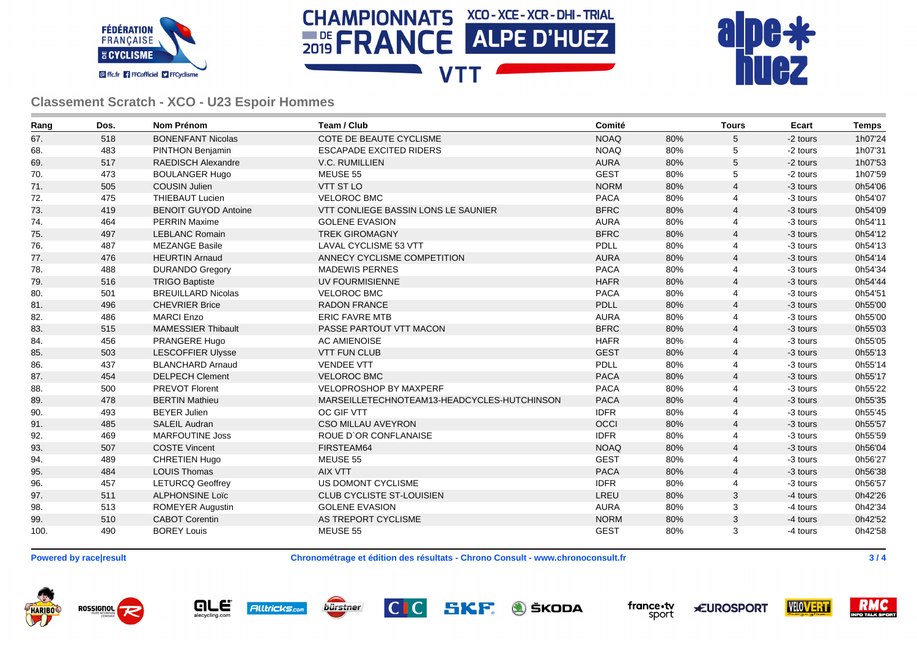## Classement Scratch - XCO - U23 Espoir Hommes

| Rang | Dos. | Nom Prénom | Team / Club | Comité | | Tours | Ecart | Temps |
|---|---|---|---|---|---|---|---|---|
| 67. | 518 | BONENFANT Nicolas | COTE DE BEAUTE CYCLISME | NOAQ | 80% | 5 | -2 tours | 1h07'24 |
| 68. | 483 | PINTHON Benjamin | ESCAPADE EXCITED RIDERS | NOAQ | 80% | 5 | -2 tours | 1h07'31 |
| 69. | 517 | RAEDISCH Alexandre | V.C. RUMILLIEN | AURA | 80% | 5 | -2 tours | 1h07'53 |
| 70. | 473 | BOULANGER Hugo | MEUSE 55 | GEST | 80% | 5 | -2 tours | 1h07'59 |
| 71. | 505 | COUSIN Julien | VTT ST LO | NORM | 80% | 4 | -3 tours | 0h54'06 |
| 72. | 475 | THIEBAUT Lucien | VELOROC BMC | PACA | 80% | 4 | -3 tours | 0h54'07 |
| 73. | 419 | BENOIT GUYOD Antoine | VTT CONLIEGE BASSIN LONS LE SAUNIER | BFRC | 80% | 4 | -3 tours | 0h54'09 |
| 74. | 464 | PERRIN Maxime | GOLENE EVASION | AURA | 80% | 4 | -3 tours | 0h54'11 |
| 75. | 497 | LEBLANC Romain | TREK GIROMAGNY | BFRC | 80% | 4 | -3 tours | 0h54'12 |
| 76. | 487 | MEZANGE Basile | LAVAL CYCLISME 53 VTT | PDLL | 80% | 4 | -3 tours | 0h54'13 |
| 77. | 476 | HEURTIN Arnaud | ANNECY CYCLISME COMPETITION | AURA | 80% | 4 | -3 tours | 0h54'14 |
| 78. | 488 | DURANDO Gregory | MADEWIS PERNES | PACA | 80% | 4 | -3 tours | 0h54'34 |
| 79. | 516 | TRIGO Baptiste | UV FOURMISIENNE | HAFR | 80% | 4 | -3 tours | 0h54'44 |
| 80. | 501 | BREUILLARD Nicolas | VELOROC BMC | PACA | 80% | 4 | -3 tours | 0h54'51 |
| 81. | 496 | CHEVRIER Brice | RADON FRANCE | PDLL | 80% | 4 | -3 tours | 0h55'00 |
| 82. | 486 | MARCI Enzo | ERIC FAVRE MTB | AURA | 80% | 4 | -3 tours | 0h55'00 |
| 83. | 515 | MAMESSIER Thibault | PASSE PARTOUT VTT MACON | BFRC | 80% | 4 | -3 tours | 0h55'03 |
| 84. | 456 | PRANGERE Hugo | AC AMIENOISE | HAFR | 80% | 4 | -3 tours | 0h55'05 |
| 85. | 503 | LESCOFFIER Ulysse | VTT FUN CLUB | GEST | 80% | 4 | -3 tours | 0h55'13 |
| 86. | 437 | BLANCHARD Arnaud | VENDEE VTT | PDLL | 80% | 4 | -3 tours | 0h55'14 |
| 87. | 454 | DELPECH Clement | VELOROC BMC | PACA | 80% | 4 | -3 tours | 0h55'17 |
| 88. | 500 | PREVOT Florent | VELOPROSHOP BY MAXPERF | PACA | 80% | 4 | -3 tours | 0h55'22 |
| 89. | 478 | BERTIN Mathieu | MARSEILLETECHNOTEAM13-HEADCYCLES-HUTCHINSON | PACA | 80% | 4 | -3 tours | 0h55'35 |
| 90. | 493 | BEYER Julien | OC GIF VTT | IDFR | 80% | 4 | -3 tours | 0h55'45 |
| 91. | 485 | SALEIL Audran | CSO MILLAU AVEYRON | OCCI | 80% | 4 | -3 tours | 0h55'57 |
| 92. | 469 | MARFOUTINE Joss | ROUE D`OR CONFLANAISE | IDFR | 80% | 4 | -3 tours | 0h55'59 |
| 93. | 507 | COSTE Vincent | FIRSTEAM64 | NOAQ | 80% | 4 | -3 tours | 0h56'04 |
| 94. | 489 | CHRETIEN Hugo | MEUSE 55 | GEST | 80% | 4 | -3 tours | 0h56'27 |
| 95. | 484 | LOUIS Thomas | AIX VTT | PACA | 80% | 4 | -3 tours | 0h56'38 |
| 96. | 457 | LETURCQ Geoffrey | US DOMONT CYCLISME | IDFR | 80% | 4 | -3 tours | 0h56'57 |
| 97. | 511 | ALPHONSINE Loïc | CLUB CYCLISTE ST-LOUISIEN | LREU | 80% | 3 | -4 tours | 0h42'26 |
| 98. | 513 | ROMEYER Augustin | GOLENE EVASION | AURA | 80% | 3 | -4 tours | 0h42'34 |
| 99. | 510 | CABOT Corentin | AS TREPORT CYCLISME | NORM | 80% | 3 | -4 tours | 0h42'52 |
| 100. | 490 | BOREY Louis | MEUSE 55 | GEST | 80% | 3 | -4 tours | 0h42'58 |

**Powered by race|result** **Chronométrage et édition des résultats - Chrono Consult - www.chronoconsult.fr**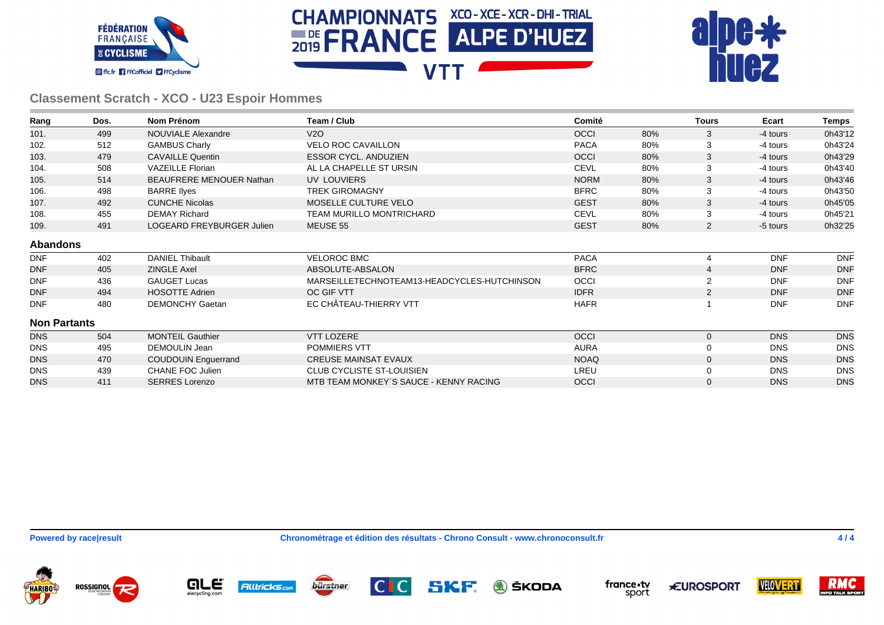## Classement Scratch - XCO - U23 Espoir Hommes

| Rang | Dos. | Nom Prénom | Team / Club | Comité | | Tours | Ecart | Temps |
|---|---|---|---|---|---|---|---|---|
| 101. | 499 | NOUVIALE Alexandre | V2O | OCCI | 80% | 3 | -4 tours | 0h43'12 |
| 102. | 512 | GAMBUS Charly | VELO ROC CAVAILLON | PACA | 80% | 3 | -4 tours | 0h43'24 |
| 103. | 479 | CAVAILLE Quentin | ESSOR CYCL. ANDUZIEN | OCCI | 80% | 3 | -4 tours | 0h43'29 |
| 104. | 508 | VAZEILLE Florian | AL LA CHAPELLE ST URSIN | CEVL | 80% | 3 | -4 tours | 0h43'40 |
| 105. | 514 | BEAUFRERE MENOUER Nathan | UV LOUVIERS | NORM | 80% | 3 | -4 tours | 0h43'46 |
| 106. | 498 | BARRE Ilyes | TREK GIROMAGNY | BFRC | 80% | 3 | -4 tours | 0h43'50 |
| 107. | 492 | CUNCHE Nicolas | MOSELLE CULTURE VELO | GEST | 80% | 3 | -4 tours | 0h45'05 |
| 108. | 455 | DEMAY Richard | TEAM MURILLO MONTRICHARD | CEVL | 80% | 3 | -4 tours | 0h45'21 |
| 109. | 491 | LOGEARD FREYBURGER Julien | MEUSE 55 | GEST | 80% | 2 | -5 tours | 0h32'25 |

### Abandons

| Rang | Dos. | Nom Prénom | Team / Club | Comité | | Tours | Ecart | Temps |
|---|---|---|---|---|---|---|---|---|
| DNF | 402 | DANIEL Thibault | VELOROC BMC | PACA | | 4 | DNF | DNF |
| DNF | 405 | ZINGLE Axel | ABSOLUTE-ABSALON | BFRC | | 4 | DNF | DNF |
| DNF | 436 | GAUGET Lucas | MARSEILLETECHNOTEAM13-HEADCYCLES-HUTCHINSON | OCCI | | 2 | DNF | DNF |
| DNF | 494 | HOSOTTE Adrien | OC GIF VTT | IDFR | | 2 | DNF | DNF |
| DNF | 480 | DEMONCHY Gaetan | EC CHÂTEAU-THIERRY VTT | HAFR | | 1 | DNF | DNF |

### Non Partants

| Rang | Dos. | Nom Prénom | Team / Club | Comité | | Tours | Ecart | Temps |
|---|---|---|---|---|---|---|---|---|
| DNS | 504 | MONTEIL Gauthier | VTT LOZERE | OCCI | | 0 | DNS | DNS |
| DNS | 495 | DEMOULIN Jean | POMMIERS VTT | AURA | | 0 | DNS | DNS |
| DNS | 470 | COUDOUIN Enguerrand | CREUSE MAINSAT EVAUX | NOAQ | | 0 | DNS | DNS |
| DNS | 439 | CHANE FOC Julien | CLUB CYCLISTE ST-LOUISIEN | LREU | | 0 | DNS | DNS |
| DNS | 411 | SERRES Lorenzo | MTB TEAM MONKEY`S SAUCE - KENNY RACING | OCCI | | 0 | DNS | DNS |

**Powered by race|result** **Chronométrage et édition des résultats - Chrono Consult - www.chronoconsult.fr**